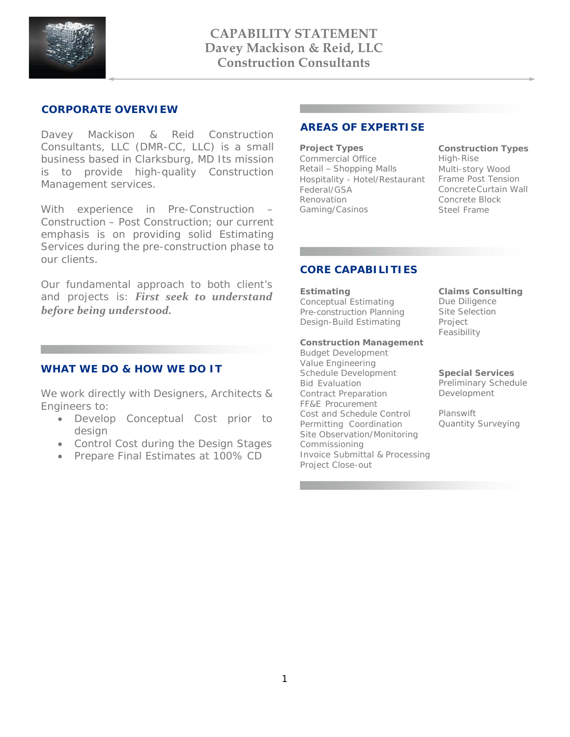# CAPABILITY STATEMENT
# Davey Mackison & Reid, LLC
# Construction Consultants

## CORPORATE OVERVIEW

Davey Mackison & Reid Construction Consultants, LLC (DMR-CC, LLC) is a small business based in Clarksburg, MD Its mission is to provide high-quality Construction Management services.

With experience in Pre-Construction – Construction – Post Construction; our current emphasis is on providing solid Estimating Services during the pre-construction phase to our clients.

Our fundamental approach to both client's and projects is: ***First seek to understand before being understood.***

## WHAT WE DO & HOW WE DO IT

We work directly with Designers, Architects & Engineers to:

- Develop Conceptual Cost prior to design
- Control Cost during the Design Stages
- Prepare Final Estimates at 100% CD

## AREAS OF EXPERTISE

**Project Types**
Commercial Office
Retail – Shopping Malls
Hospitality - Hotel/Restaurant
Federal/GSA
Renovation
Gaming/Casinos

**Construction Types**
High-Rise
Multi-story Wood
Frame Post Tension
ConcreteCurtain Wall
Concrete Block
Steel Frame

## CORE CAPABILITIES

**Estimating**
Conceptual Estimating
Pre-construction Planning
Design-Build Estimating

**Construction Management**
Budget Development
Value Engineering
Schedule Development
Bid Evaluation
Contract Preparation
FF&E Procurement
Cost and Schedule Control
Permitting Coordination
Site Observation/Monitoring
Commissioning
Invoice Submittal & Processing
Project Close-out

**Claims Consulting**
Due Diligence
Site Selection
Project
Feasibility

**Special Services**
Preliminary Schedule
Development

Planswift
Quantity Surveying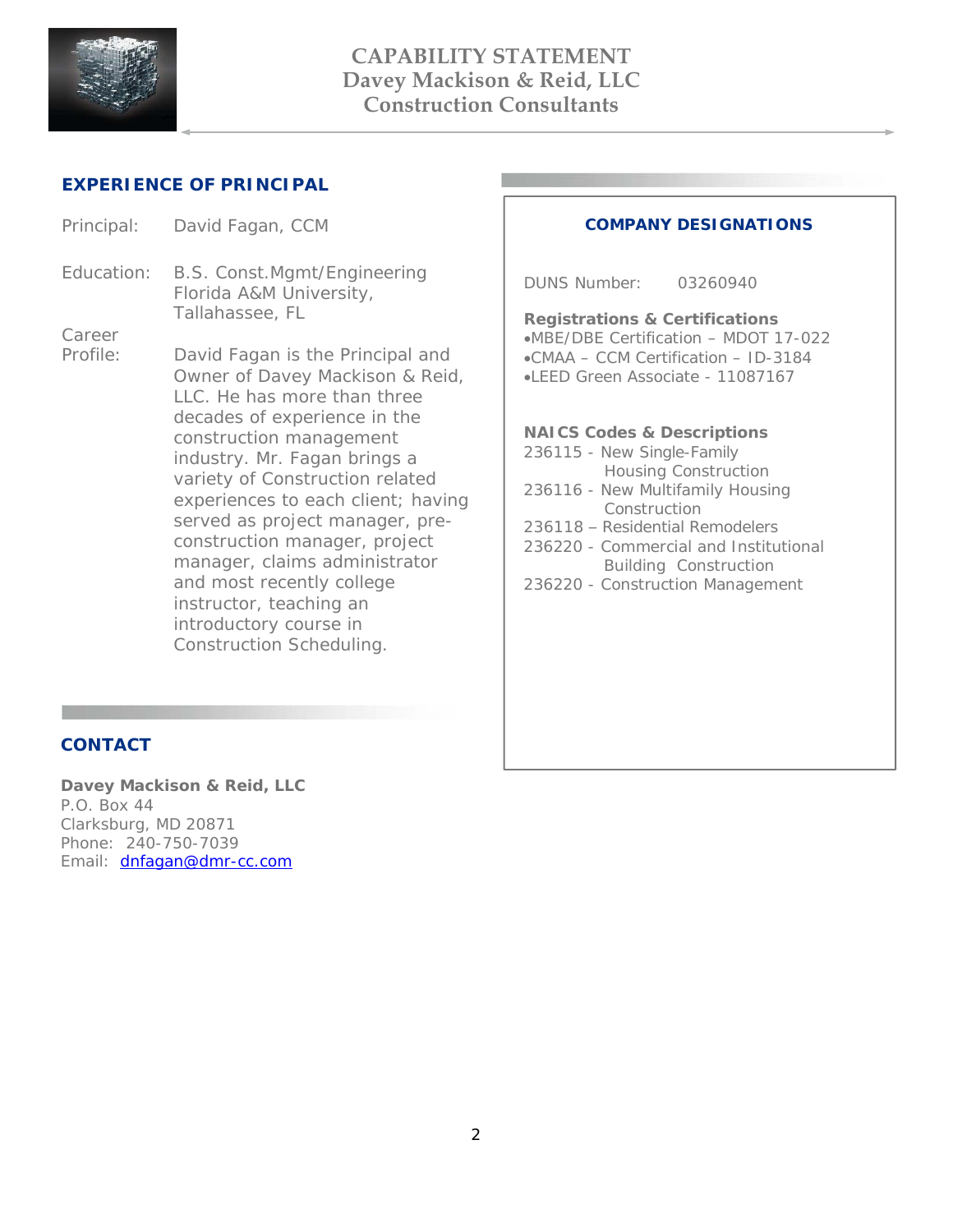# CAPABILITY STATEMENT
## Davey Mackison & Reid, LLC
## Construction Consultants

## EXPERIENCE OF PRINCIPAL

Principal: David Fagan, CCM

Education: B.S. Const.Mgmt/Engineering
Florida A&M University,
Tallahassee, FL

Career Profile: David Fagan is the Principal and Owner of Davey Mackison & Reid, LLC. He has more than three decades of experience in the construction management industry. Mr. Fagan brings a variety of Construction related experiences to each client; having served as project manager, pre-construction manager, project manager, claims administrator and most recently college instructor, teaching an introductory course in Construction Scheduling.

## CONTACT

**Davey Mackison & Reid, LLC**
P.O. Box 44
Clarksburg, MD 20871
Phone: 240-750-7039
Email: dnfagan@dmr-cc.com

## COMPANY DESIGNATIONS

DUNS Number: 03260940

**Registrations & Certifications**

- MBE/DBE Certification – MDOT 17-022
- CMAA – CCM Certification – ID-3184
- LEED Green Associate - 11087167

**NAICS Codes & Descriptions**

236115 - New Single-Family Housing Construction
236116 - New Multifamily Housing Construction
236118 – Residential Remodelers
236220 - Commercial and Institutional Building Construction
236220 - Construction Management